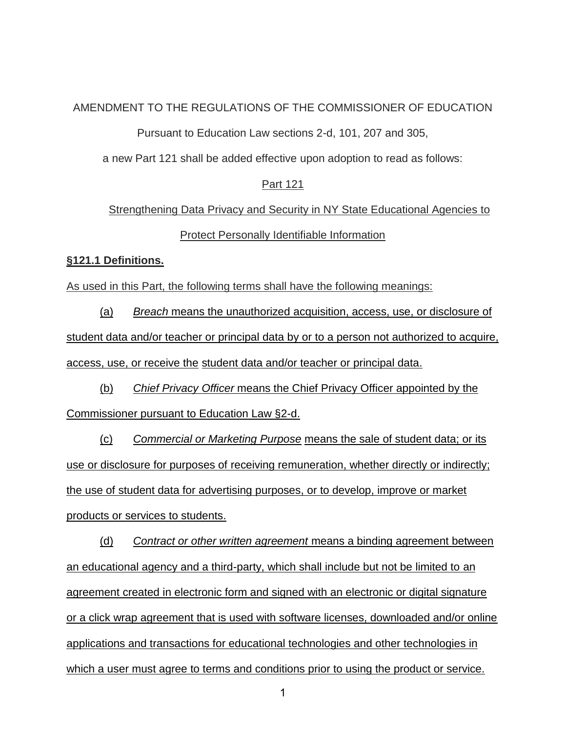AMENDMENT TO THE REGULATIONS OF THE COMMISSIONER OF EDUCATION

Pursuant to Education Law sections 2-d, 101, 207 and 305,

a new Part 121 shall be added effective upon adoption to read as follows:

# Part 121

## Strengthening Data Privacy and Security in NY State Educational Agencies to Protect Personally Identifiable Information

### §121.1 Definitions.

As used in this Part, the following terms shall have the following meanings:

(a) *Breach* means the unauthorized acquisition, access, use, or disclosure of student data and/or teacher or principal data by or to a person not authorized to acquire, access, use, or receive the student data and/or teacher or principal data.

(b) *Chief Privacy Officer* means the Chief Privacy Officer appointed by the Commissioner pursuant to Education Law §2-d.

(c) *Commercial or Marketing Purpose* means the sale of student data; or its use or disclosure for purposes of receiving remuneration, whether directly or indirectly; the use of student data for advertising purposes, or to develop, improve or market products or services to students.

(d) *Contract or other written agreement* means a binding agreement between an educational agency and a third-party, which shall include but not be limited to an agreement created in electronic form and signed with an electronic or digital signature or a click wrap agreement that is used with software licenses, downloaded and/or online applications and transactions for educational technologies and other technologies in which a user must agree to terms and conditions prior to using the product or service.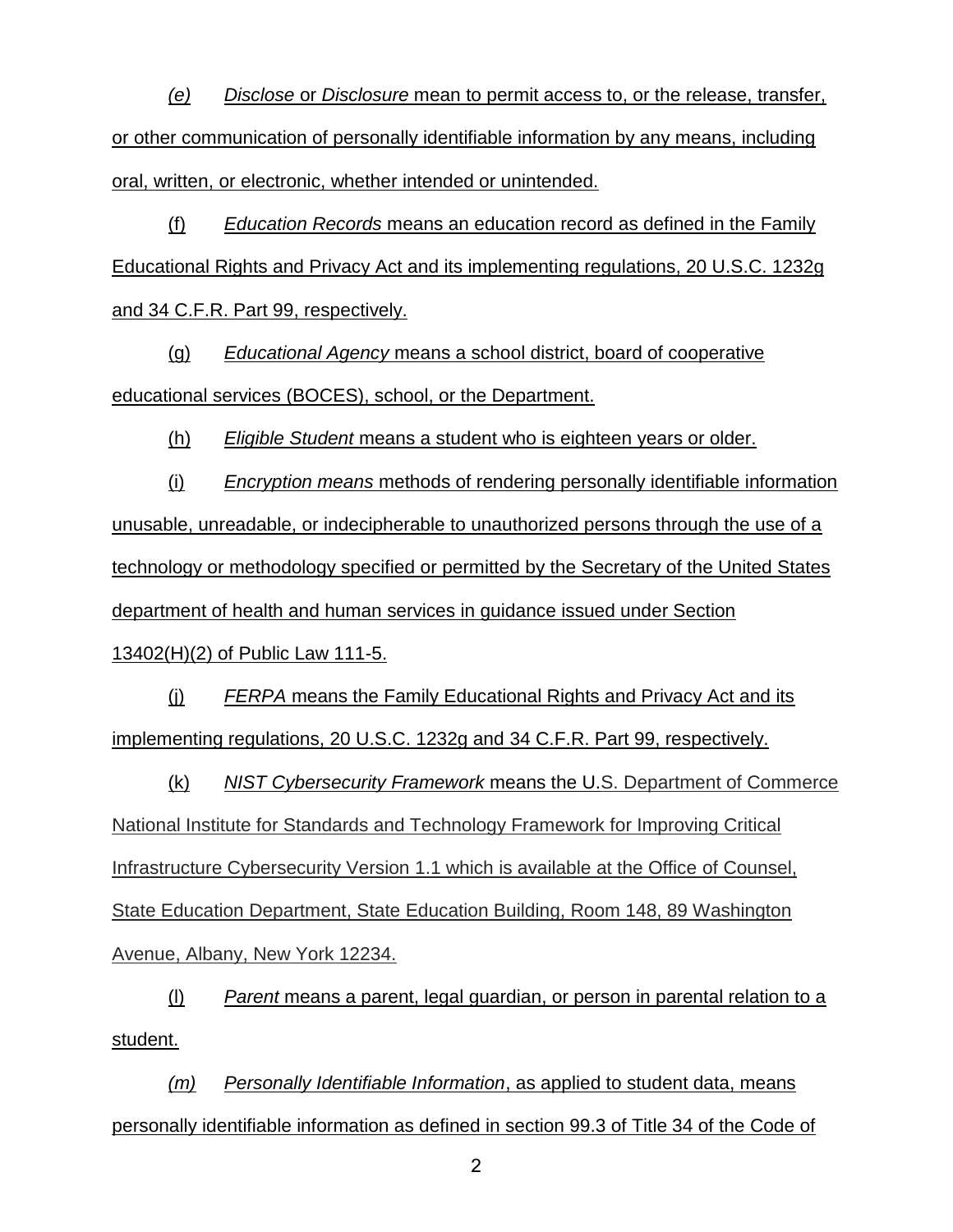*(e)* *Disclose* or *Disclosure* mean to permit access to, or the release, transfer, or other communication of personally identifiable information by any means, including oral, written, or electronic, whether intended or unintended.

(f) *Education Records* means an education record as defined in the Family Educational Rights and Privacy Act and its implementing regulations, 20 U.S.C. 1232g and 34 C.F.R. Part 99, respectively.

(g) *Educational Agency* means a school district, board of cooperative educational services (BOCES), school, or the Department.

(h) *Eligible Student* means a student who is eighteen years or older.

(i) *Encryption means* methods of rendering personally identifiable information unusable, unreadable, or indecipherable to unauthorized persons through the use of a technology or methodology specified or permitted by the Secretary of the United States department of health and human services in guidance issued under Section 13402(H)(2) of Public Law 111-5.

(j) *FERPA* means the Family Educational Rights and Privacy Act and its implementing regulations, 20 U.S.C. 1232g and 34 C.F.R. Part 99, respectively.

(k) *NIST Cybersecurity Framework* means the U.S. Department of Commerce National Institute for Standards and Technology Framework for Improving Critical Infrastructure Cybersecurity Version 1.1 which is available at the Office of Counsel, State Education Department, State Education Building, Room 148, 89 Washington Avenue, Albany, New York 12234.

(l) *Parent* means a parent, legal guardian, or person in parental relation to a student.

*(m)* *Personally Identifiable Information*, as applied to student data, means personally identifiable information as defined in section 99.3 of Title 34 of the Code of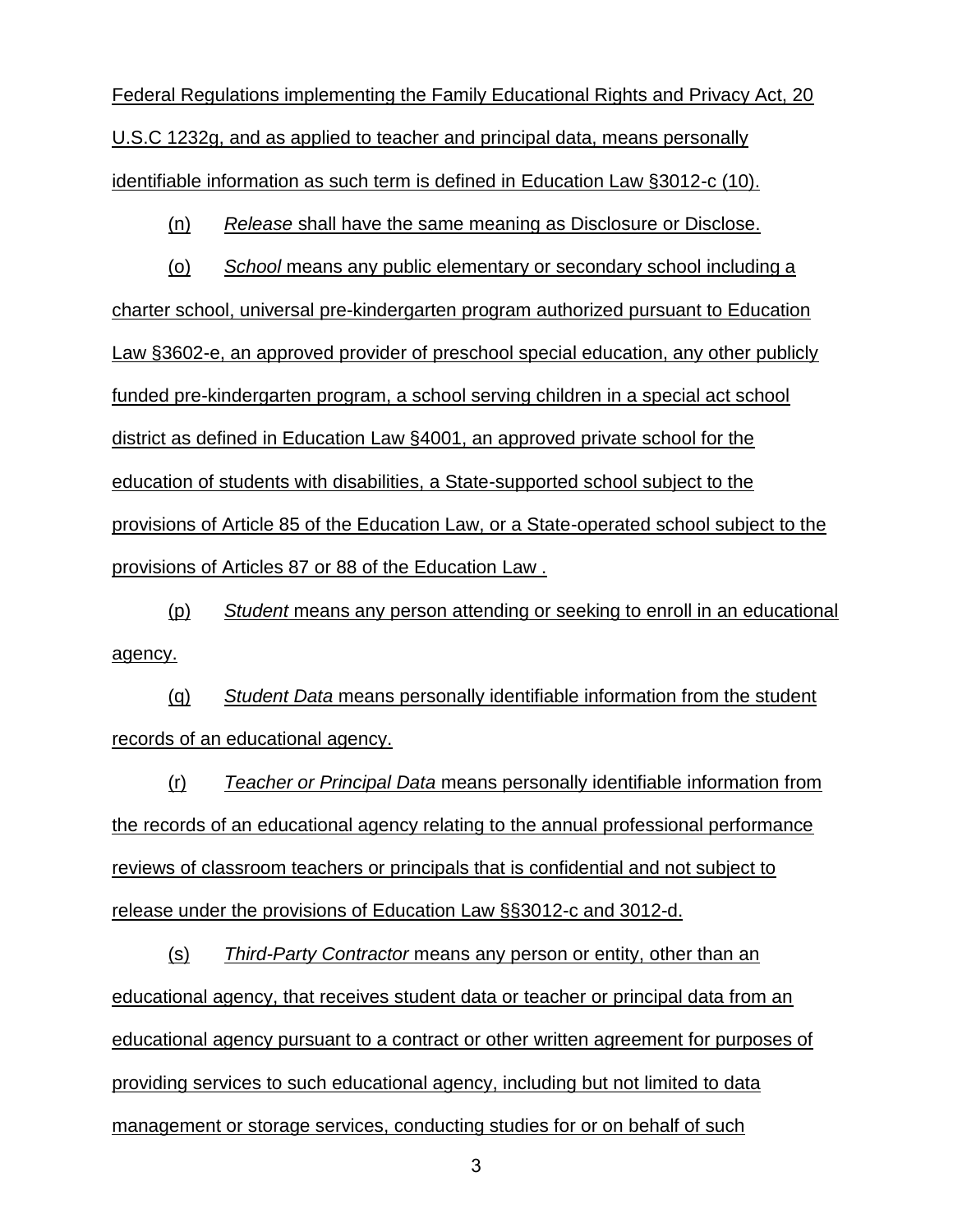Federal Regulations implementing the Family Educational Rights and Privacy Act, 20 U.S.C 1232g, and as applied to teacher and principal data, means personally identifiable information as such term is defined in Education Law §3012-c (10).

(n) *Release* shall have the same meaning as Disclosure or Disclose.

(o) *School* means any public elementary or secondary school including a charter school, universal pre-kindergarten program authorized pursuant to Education Law §3602-e, an approved provider of preschool special education, any other publicly funded pre-kindergarten program, a school serving children in a special act school district as defined in Education Law §4001, an approved private school for the education of students with disabilities, a State-supported school subject to the provisions of Article 85 of the Education Law, or a State-operated school subject to the provisions of Articles 87 or 88 of the Education Law .

(p) *Student* means any person attending or seeking to enroll in an educational agency.

(q) *Student Data* means personally identifiable information from the student records of an educational agency.

(r) *Teacher or Principal Data* means personally identifiable information from the records of an educational agency relating to the annual professional performance reviews of classroom teachers or principals that is confidential and not subject to release under the provisions of Education Law §§3012-c and 3012-d.

(s) *Third-Party Contractor* means any person or entity, other than an educational agency, that receives student data or teacher or principal data from an educational agency pursuant to a contract or other written agreement for purposes of providing services to such educational agency, including but not limited to data management or storage services, conducting studies for or on behalf of such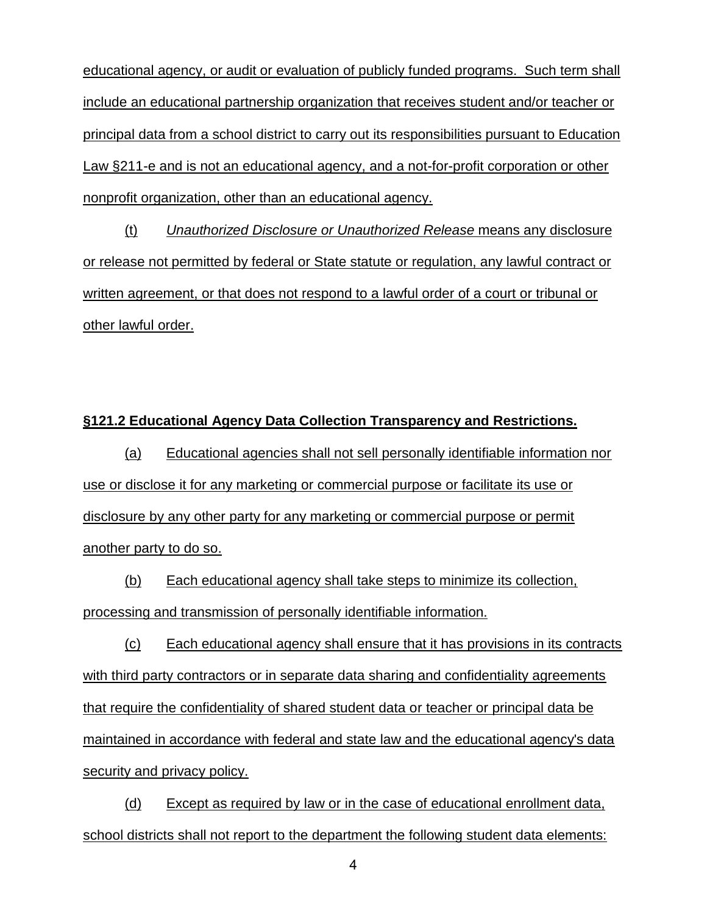educational agency, or audit or evaluation of publicly funded programs. Such term shall include an educational partnership organization that receives student and/or teacher or principal data from a school district to carry out its responsibilities pursuant to Education Law §211-e and is not an educational agency, and a not-for-profit corporation or other nonprofit organization, other than an educational agency.

(t) *Unauthorized Disclosure or Unauthorized Release* means any disclosure or release not permitted by federal or State statute or regulation, any lawful contract or written agreement, or that does not respond to a lawful order of a court or tribunal or other lawful order.

**§121.2 Educational Agency Data Collection Transparency and Restrictions.**

(a) Educational agencies shall not sell personally identifiable information nor use or disclose it for any marketing or commercial purpose or facilitate its use or disclosure by any other party for any marketing or commercial purpose or permit another party to do so.

(b) Each educational agency shall take steps to minimize its collection, processing and transmission of personally identifiable information.

(c) Each educational agency shall ensure that it has provisions in its contracts with third party contractors or in separate data sharing and confidentiality agreements that require the confidentiality of shared student data or teacher or principal data be maintained in accordance with federal and state law and the educational agency's data security and privacy policy.

(d) Except as required by law or in the case of educational enrollment data, school districts shall not report to the department the following student data elements: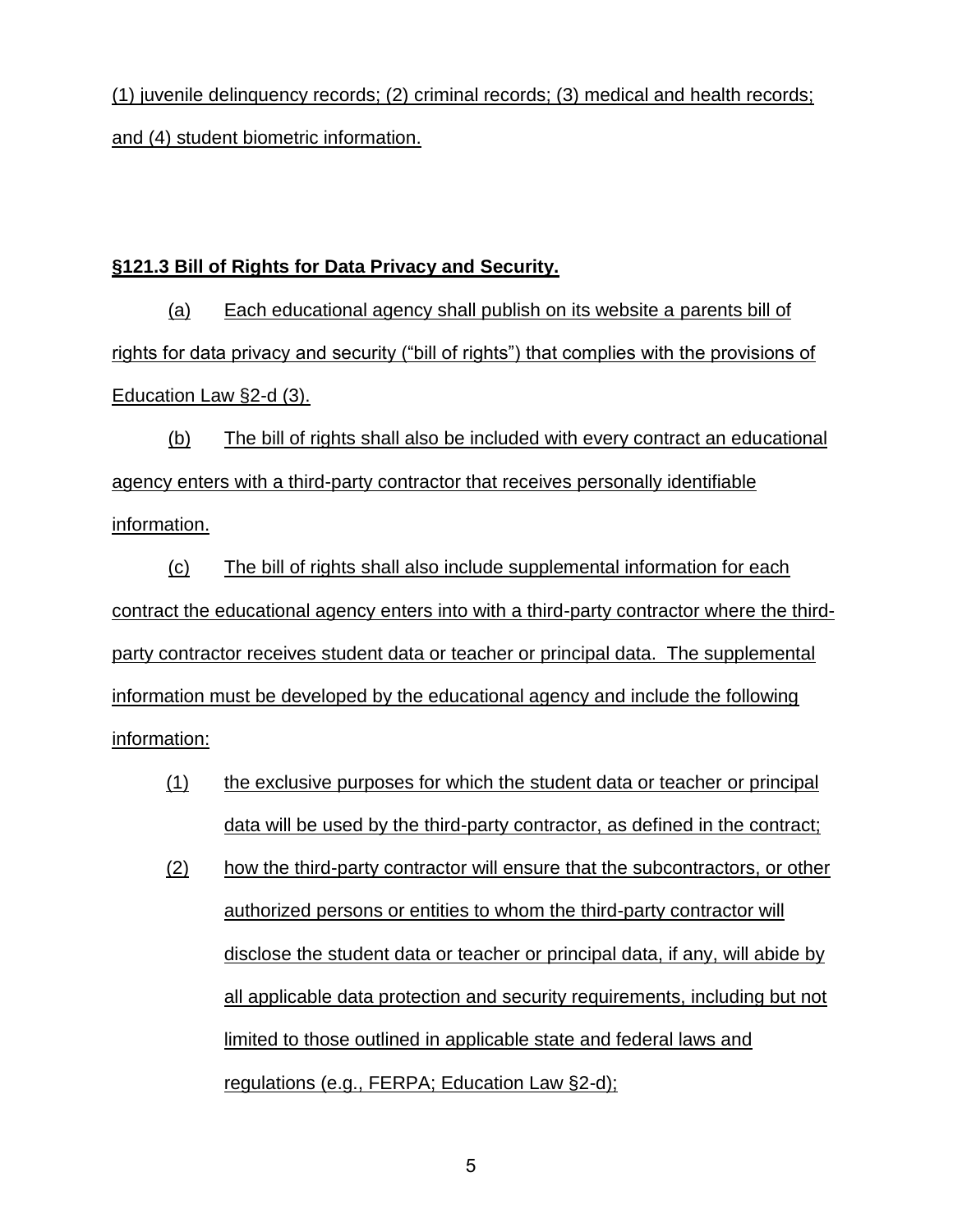(1) juvenile delinquency records; (2) criminal records; (3) medical and health records; and (4) student biometric information.

**§121.3 Bill of Rights for Data Privacy and Security.**

(a) Each educational agency shall publish on its website a parents bill of rights for data privacy and security ("bill of rights") that complies with the provisions of Education Law §2-d (3).

(b) The bill of rights shall also be included with every contract an educational agency enters with a third-party contractor that receives personally identifiable information.

(c) The bill of rights shall also include supplemental information for each contract the educational agency enters into with a third-party contractor where the third-party contractor receives student data or teacher or principal data. The supplemental information must be developed by the educational agency and include the following information:

(1) the exclusive purposes for which the student data or teacher or principal data will be used by the third-party contractor, as defined in the contract;

(2) how the third-party contractor will ensure that the subcontractors, or other authorized persons or entities to whom the third-party contractor will disclose the student data or teacher or principal data, if any, will abide by all applicable data protection and security requirements, including but not limited to those outlined in applicable state and federal laws and regulations (e.g., FERPA; Education Law §2-d);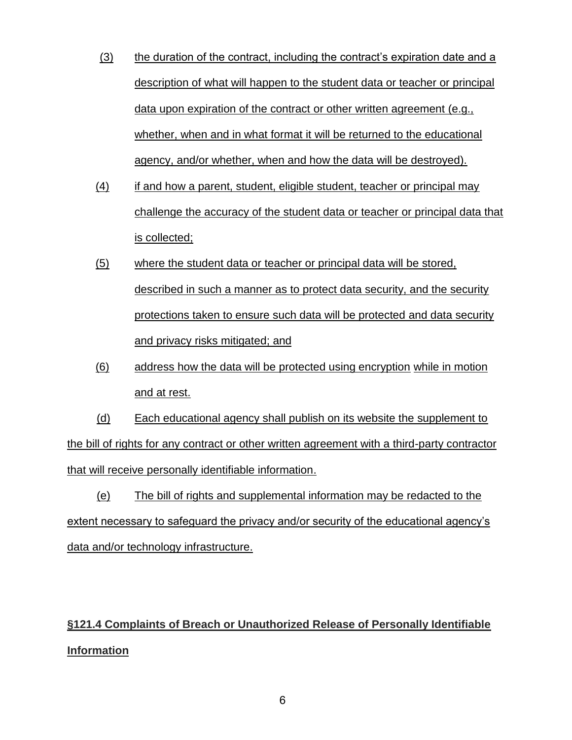(3) the duration of the contract, including the contract's expiration date and a description of what will happen to the student data or teacher or principal data upon expiration of the contract or other written agreement (e.g., whether, when and in what format it will be returned to the educational agency, and/or whether, when and how the data will be destroyed).

(4) if and how a parent, student, eligible student, teacher or principal may challenge the accuracy of the student data or teacher or principal data that is collected;

(5) where the student data or teacher or principal data will be stored, described in such a manner as to protect data security, and the security protections taken to ensure such data will be protected and data security and privacy risks mitigated; and

(6) address how the data will be protected using encryption while in motion and at rest.

(d) Each educational agency shall publish on its website the supplement to the bill of rights for any contract or other written agreement with a third-party contractor that will receive personally identifiable information.

(e) The bill of rights and supplemental information may be redacted to the extent necessary to safeguard the privacy and/or security of the educational agency's data and/or technology infrastructure.

## §121.4 Complaints of Breach or Unauthorized Release of Personally Identifiable Information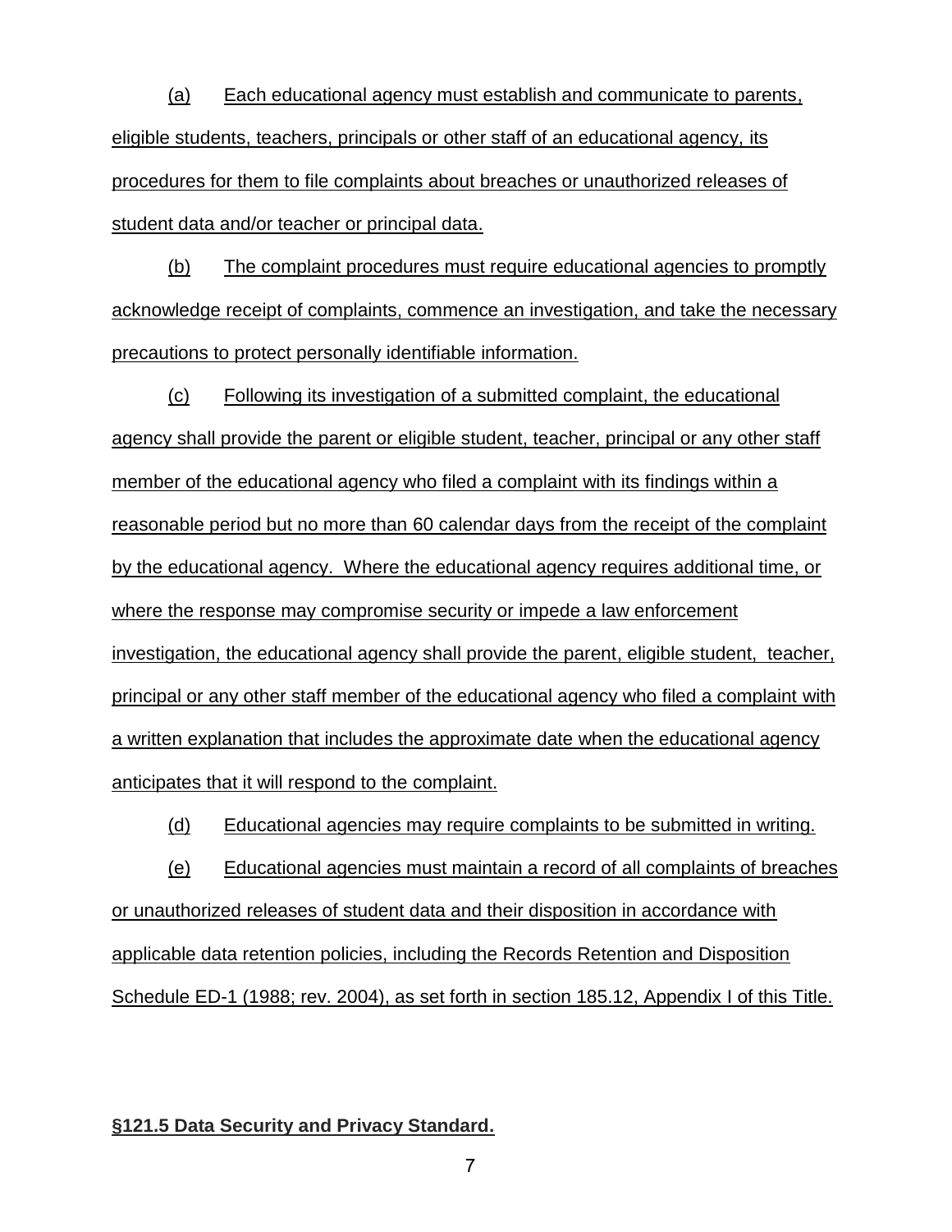(a) Each educational agency must establish and communicate to parents, eligible students, teachers, principals or other staff of an educational agency, its procedures for them to file complaints about breaches or unauthorized releases of student data and/or teacher or principal data.

(b) The complaint procedures must require educational agencies to promptly acknowledge receipt of complaints, commence an investigation, and take the necessary precautions to protect personally identifiable information.

(c) Following its investigation of a submitted complaint, the educational agency shall provide the parent or eligible student, teacher, principal or any other staff member of the educational agency who filed a complaint with its findings within a reasonable period but no more than 60 calendar days from the receipt of the complaint by the educational agency. Where the educational agency requires additional time, or where the response may compromise security or impede a law enforcement investigation, the educational agency shall provide the parent, eligible student, teacher, principal or any other staff member of the educational agency who filed a complaint with a written explanation that includes the approximate date when the educational agency anticipates that it will respond to the complaint.

(d) Educational agencies may require complaints to be submitted in writing.

(e) Educational agencies must maintain a record of all complaints of breaches or unauthorized releases of student data and their disposition in accordance with applicable data retention policies, including the Records Retention and Disposition Schedule ED-1 (1988; rev. 2004), as set forth in section 185.12, Appendix I of this Title.

**§121.5 Data Security and Privacy Standard.**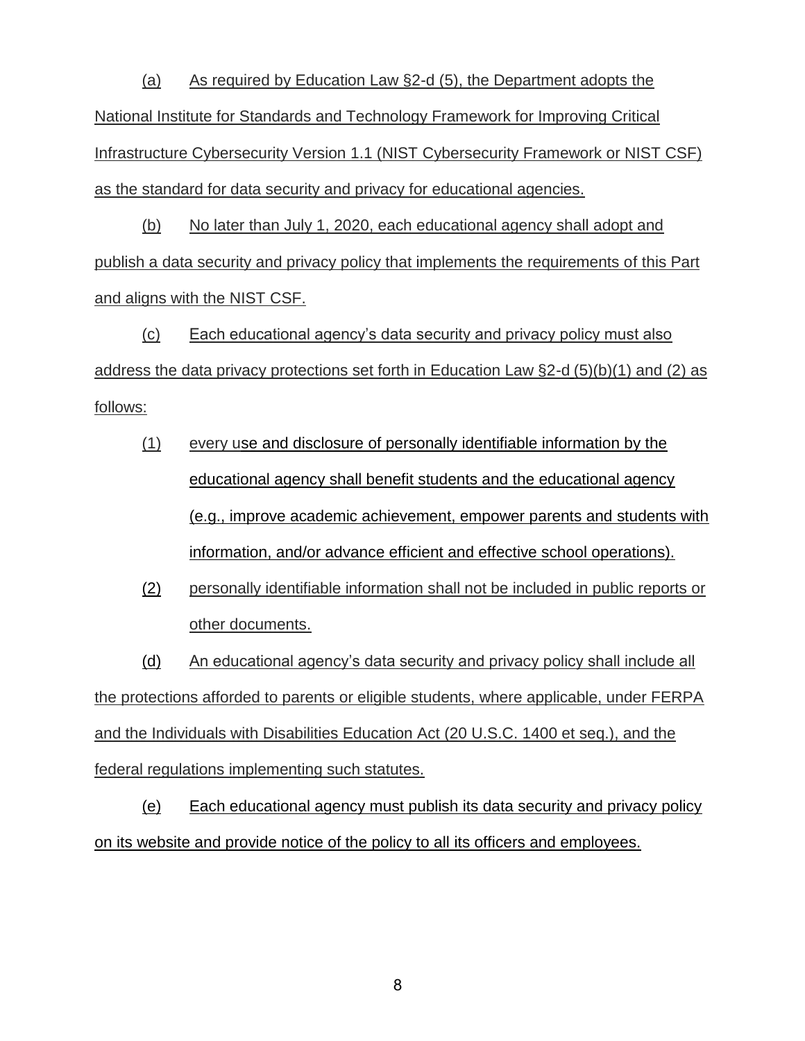(a) As required by Education Law §2-d (5), the Department adopts the National Institute for Standards and Technology Framework for Improving Critical Infrastructure Cybersecurity Version 1.1 (NIST Cybersecurity Framework or NIST CSF) as the standard for data security and privacy for educational agencies.

(b) No later than July 1, 2020, each educational agency shall adopt and publish a data security and privacy policy that implements the requirements of this Part and aligns with the NIST CSF.

(c) Each educational agency's data security and privacy policy must also address the data privacy protections set forth in Education Law §2-d (5)(b)(1) and (2) as follows:

(1) every use and disclosure of personally identifiable information by the educational agency shall benefit students and the educational agency (e.g., improve academic achievement, empower parents and students with information, and/or advance efficient and effective school operations).

(2) personally identifiable information shall not be included in public reports or other documents.

(d) An educational agency's data security and privacy policy shall include all the protections afforded to parents or eligible students, where applicable, under FERPA and the Individuals with Disabilities Education Act (20 U.S.C. 1400 et seq.), and the federal regulations implementing such statutes.

(e) Each educational agency must publish its data security and privacy policy on its website and provide notice of the policy to all its officers and employees.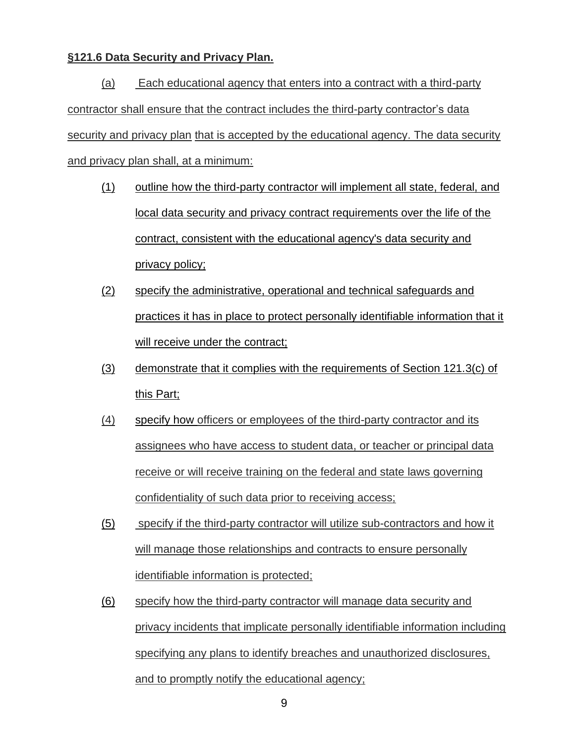**§121.6 Data Security and Privacy Plan.**

(a) Each educational agency that enters into a contract with a third-party contractor shall ensure that the contract includes the third-party contractor's data security and privacy plan that is accepted by the educational agency. The data security and privacy plan shall, at a minimum:

(1) outline how the third-party contractor will implement all state, federal, and local data security and privacy contract requirements over the life of the contract, consistent with the educational agency's data security and privacy policy;

(2) specify the administrative, operational and technical safeguards and practices it has in place to protect personally identifiable information that it will receive under the contract;

(3) demonstrate that it complies with the requirements of Section 121.3(c) of this Part;

(4) specify how officers or employees of the third-party contractor and its assignees who have access to student data, or teacher or principal data receive or will receive training on the federal and state laws governing confidentiality of such data prior to receiving access;

(5) specify if the third-party contractor will utilize sub-contractors and how it will manage those relationships and contracts to ensure personally identifiable information is protected;

(6) specify how the third-party contractor will manage data security and privacy incidents that implicate personally identifiable information including specifying any plans to identify breaches and unauthorized disclosures, and to promptly notify the educational agency;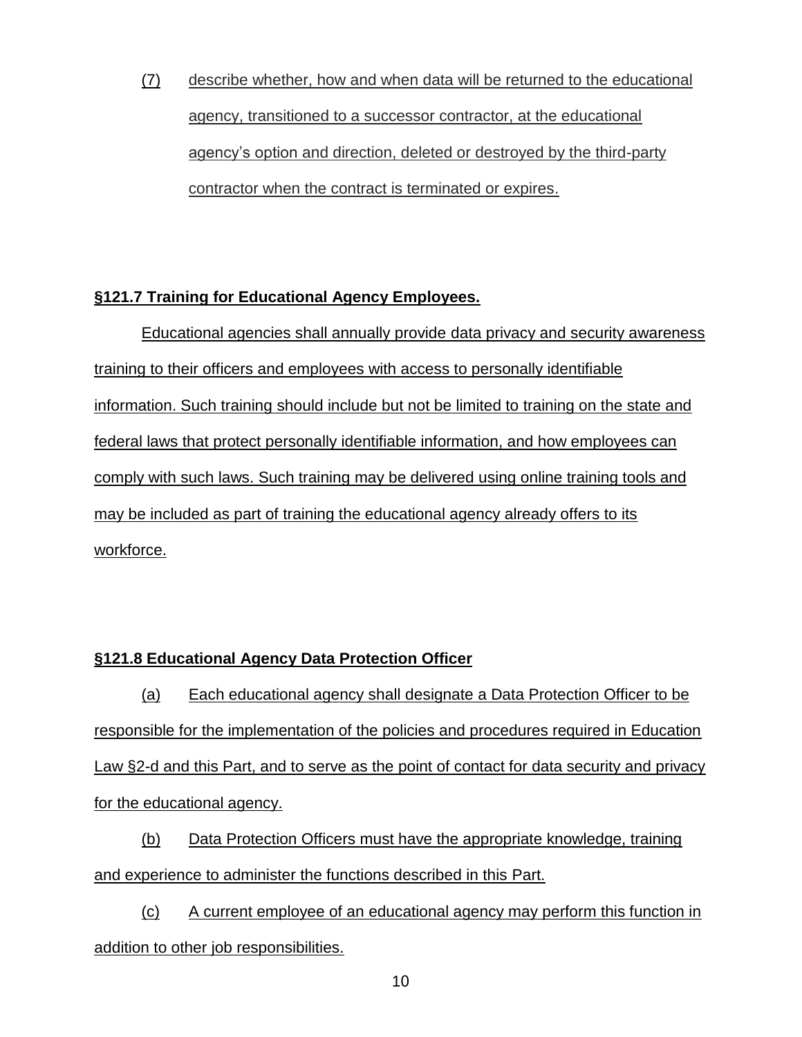(7) describe whether, how and when data will be returned to the educational agency, transitioned to a successor contractor, at the educational agency's option and direction, deleted or destroyed by the third-party contractor when the contract is terminated or expires.

**§121.7 Training for Educational Agency Employees.**

Educational agencies shall annually provide data privacy and security awareness training to their officers and employees with access to personally identifiable information. Such training should include but not be limited to training on the state and federal laws that protect personally identifiable information, and how employees can comply with such laws. Such training may be delivered using online training tools and may be included as part of training the educational agency already offers to its workforce.

**§121.8 Educational Agency Data Protection Officer**

(a) Each educational agency shall designate a Data Protection Officer to be responsible for the implementation of the policies and procedures required in Education Law §2-d and this Part, and to serve as the point of contact for data security and privacy for the educational agency.

(b) Data Protection Officers must have the appropriate knowledge, training and experience to administer the functions described in this Part.

(c) A current employee of an educational agency may perform this function in addition to other job responsibilities.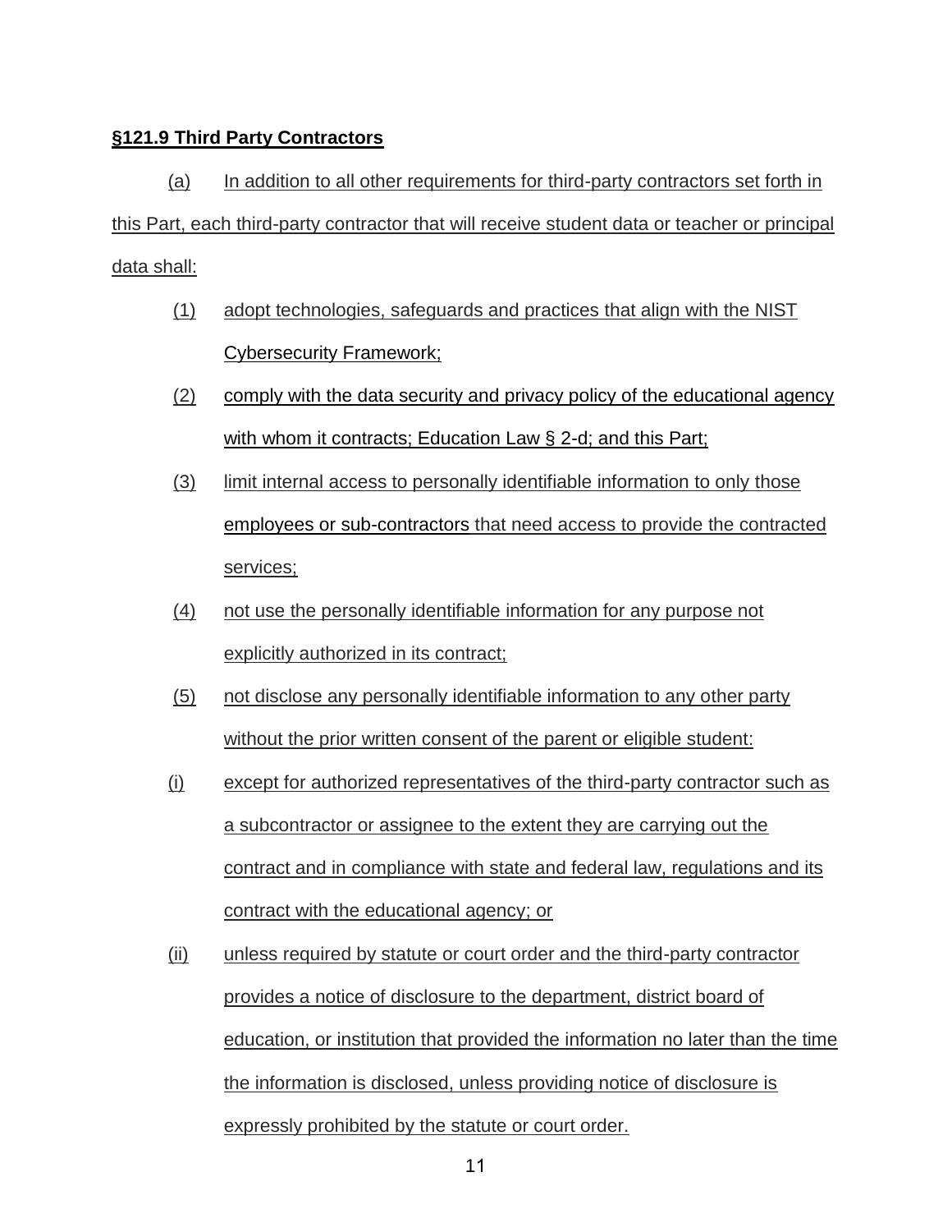**§121.9 Third Party Contractors**

(a) In addition to all other requirements for third-party contractors set forth in this Part, each third-party contractor that will receive student data or teacher or principal data shall:

(1) adopt technologies, safeguards and practices that align with the NIST Cybersecurity Framework;

(2) comply with the data security and privacy policy of the educational agency with whom it contracts; Education Law § 2-d; and this Part;

(3) limit internal access to personally identifiable information to only those employees or sub-contractors that need access to provide the contracted services;

(4) not use the personally identifiable information for any purpose not explicitly authorized in its contract;

(5) not disclose any personally identifiable information to any other party without the prior written consent of the parent or eligible student:

(i) except for authorized representatives of the third-party contractor such as a subcontractor or assignee to the extent they are carrying out the contract and in compliance with state and federal law, regulations and its contract with the educational agency; or

(ii) unless required by statute or court order and the third-party contractor provides a notice of disclosure to the department, district board of education, or institution that provided the information no later than the time the information is disclosed, unless providing notice of disclosure is expressly prohibited by the statute or court order.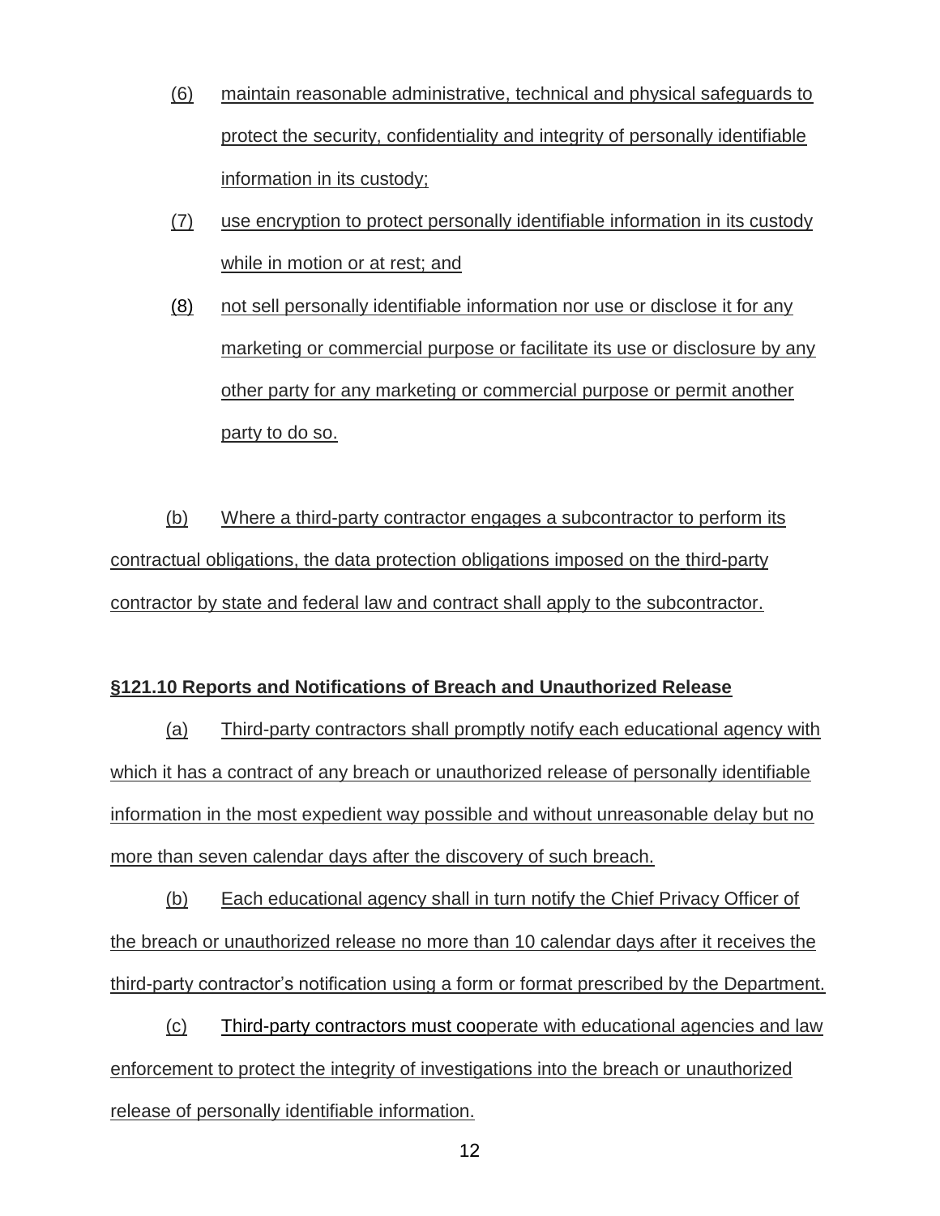(6) maintain reasonable administrative, technical and physical safeguards to protect the security, confidentiality and integrity of personally identifiable information in its custody;

(7) use encryption to protect personally identifiable information in its custody while in motion or at rest; and

(8) not sell personally identifiable information nor use or disclose it for any marketing or commercial purpose or facilitate its use or disclosure by any other party for any marketing or commercial purpose or permit another party to do so.

(b) Where a third-party contractor engages a subcontractor to perform its contractual obligations, the data protection obligations imposed on the third-party contractor by state and federal law and contract shall apply to the subcontractor.

**§121.10 Reports and Notifications of Breach and Unauthorized Release**

(a) Third-party contractors shall promptly notify each educational agency with which it has a contract of any breach or unauthorized release of personally identifiable information in the most expedient way possible and without unreasonable delay but no more than seven calendar days after the discovery of such breach.

(b) Each educational agency shall in turn notify the Chief Privacy Officer of the breach or unauthorized release no more than 10 calendar days after it receives the third-party contractor's notification using a form or format prescribed by the Department.

(c) Third-party contractors must cooperate with educational agencies and law enforcement to protect the integrity of investigations into the breach or unauthorized release of personally identifiable information.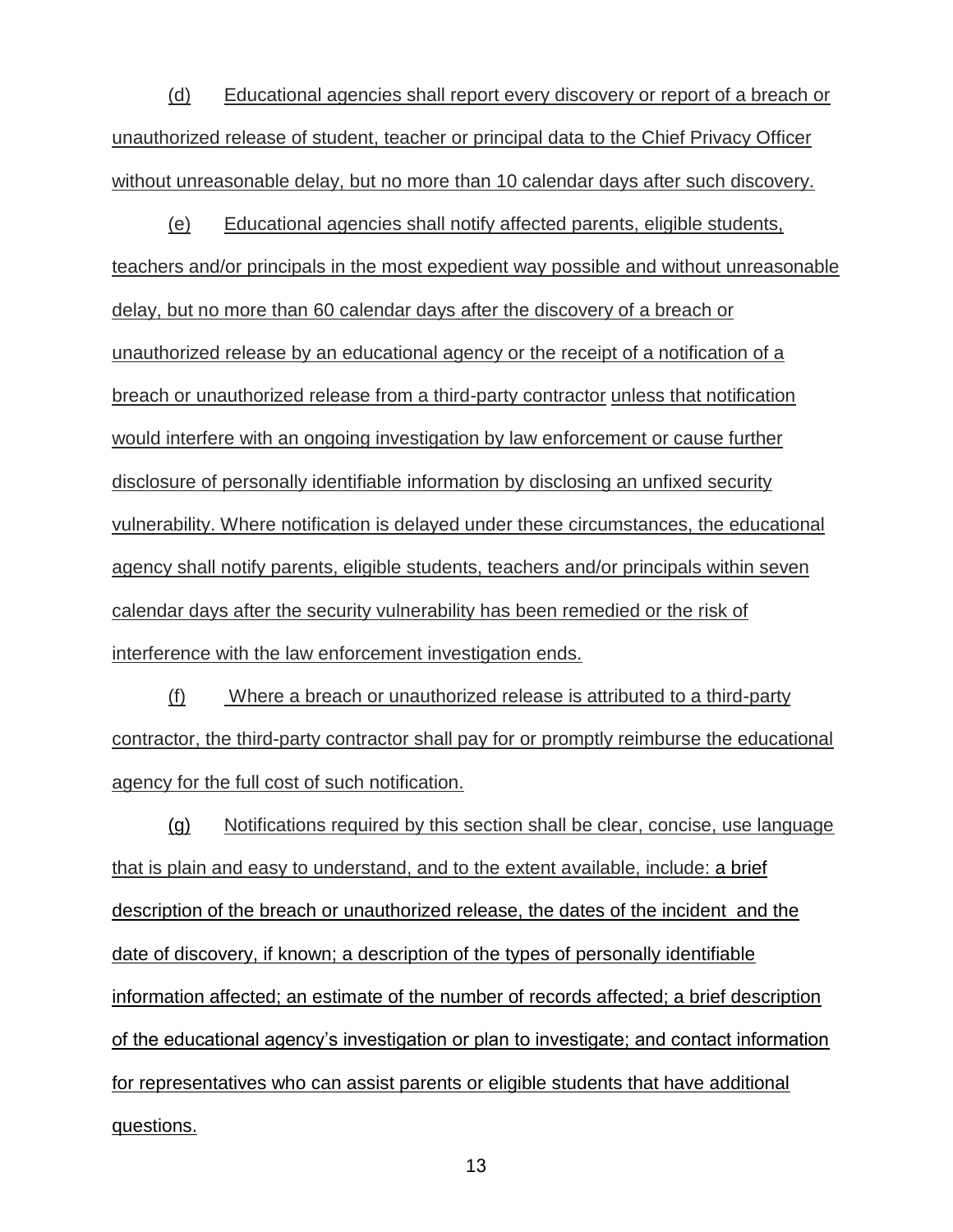(d) Educational agencies shall report every discovery or report of a breach or unauthorized release of student, teacher or principal data to the Chief Privacy Officer without unreasonable delay, but no more than 10 calendar days after such discovery.

(e) Educational agencies shall notify affected parents, eligible students, teachers and/or principals in the most expedient way possible and without unreasonable delay, but no more than 60 calendar days after the discovery of a breach or unauthorized release by an educational agency or the receipt of a notification of a breach or unauthorized release from a third-party contractor unless that notification would interfere with an ongoing investigation by law enforcement or cause further disclosure of personally identifiable information by disclosing an unfixed security vulnerability. Where notification is delayed under these circumstances, the educational agency shall notify parents, eligible students, teachers and/or principals within seven calendar days after the security vulnerability has been remedied or the risk of interference with the law enforcement investigation ends.

(f) Where a breach or unauthorized release is attributed to a third-party contractor, the third-party contractor shall pay for or promptly reimburse the educational agency for the full cost of such notification.

(g) Notifications required by this section shall be clear, concise, use language that is plain and easy to understand, and to the extent available, include: a brief description of the breach or unauthorized release, the dates of the incident and the date of discovery, if known; a description of the types of personally identifiable information affected; an estimate of the number of records affected; a brief description of the educational agency's investigation or plan to investigate; and contact information for representatives who can assist parents or eligible students that have additional questions.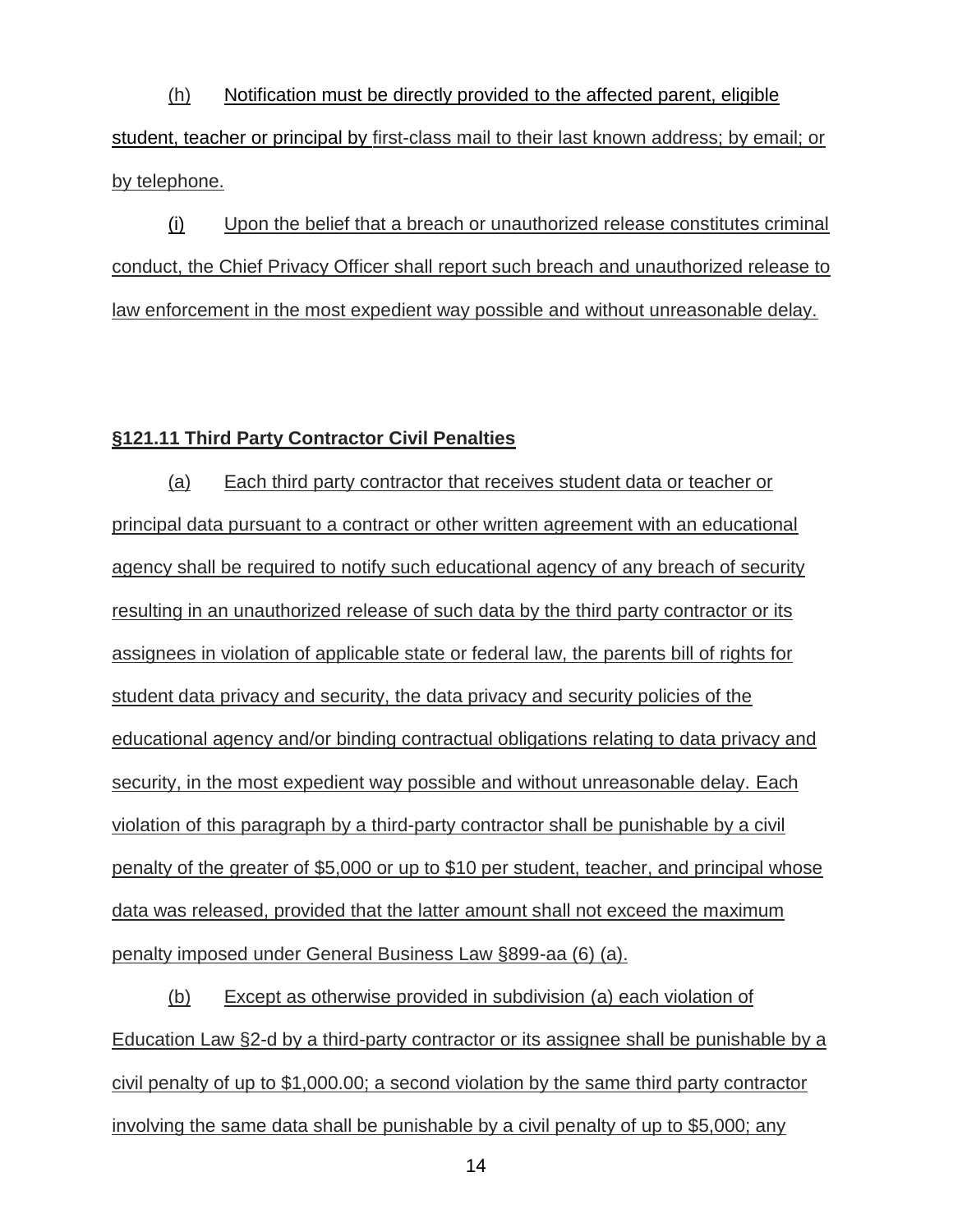(h) Notification must be directly provided to the affected parent, eligible student, teacher or principal by first-class mail to their last known address; by email; or by telephone.

(i) Upon the belief that a breach or unauthorized release constitutes criminal conduct, the Chief Privacy Officer shall report such breach and unauthorized release to law enforcement in the most expedient way possible and without unreasonable delay.

### §121.11 Third Party Contractor Civil Penalties

(a) Each third party contractor that receives student data or teacher or principal data pursuant to a contract or other written agreement with an educational agency shall be required to notify such educational agency of any breach of security resulting in an unauthorized release of such data by the third party contractor or its assignees in violation of applicable state or federal law, the parents bill of rights for student data privacy and security, the data privacy and security policies of the educational agency and/or binding contractual obligations relating to data privacy and security, in the most expedient way possible and without unreasonable delay. Each violation of this paragraph by a third-party contractor shall be punishable by a civil penalty of the greater of $5,000 or up to $10 per student, teacher, and principal whose data was released, provided that the latter amount shall not exceed the maximum penalty imposed under General Business Law §899-aa (6) (a).

(b) Except as otherwise provided in subdivision (a) each violation of Education Law §2-d by a third-party contractor or its assignee shall be punishable by a civil penalty of up to $1,000.00; a second violation by the same third party contractor involving the same data shall be punishable by a civil penalty of up to $5,000; any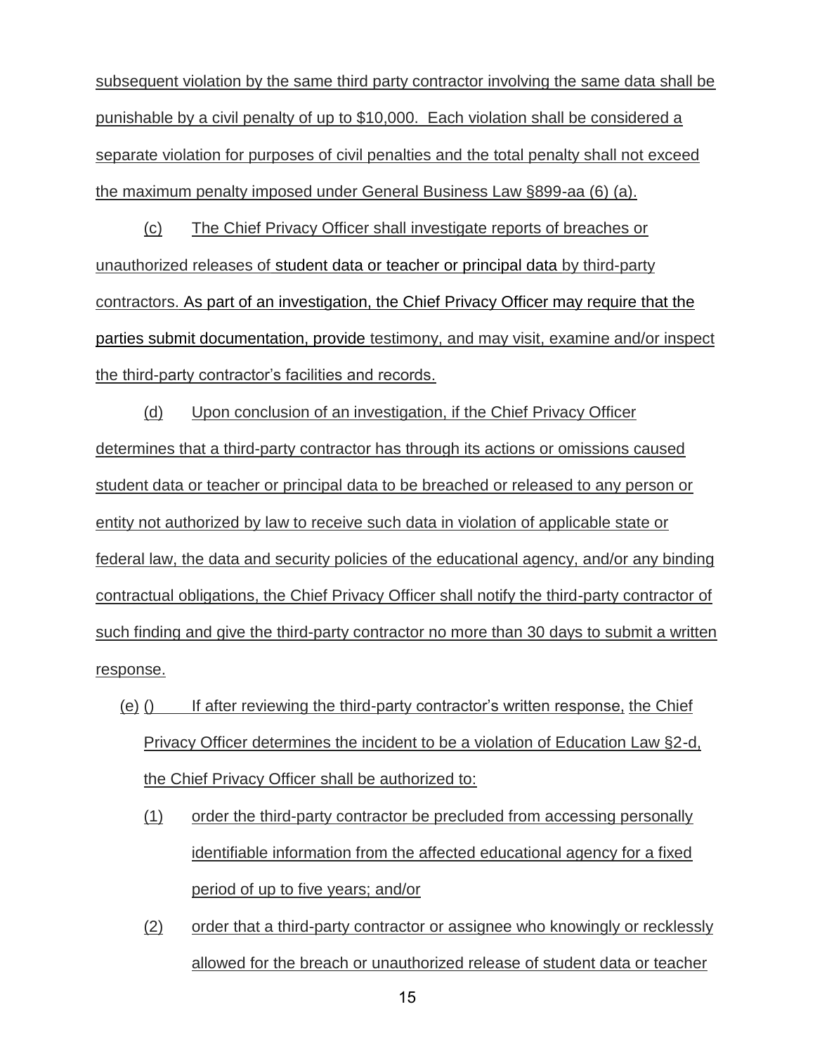subsequent violation by the same third party contractor involving the same data shall be punishable by a civil penalty of up to $10,000. Each violation shall be considered a separate violation for purposes of civil penalties and the total penalty shall not exceed the maximum penalty imposed under General Business Law §899-aa (6) (a).

(c) The Chief Privacy Officer shall investigate reports of breaches or unauthorized releases of student data or teacher or principal data by third-party contractors. As part of an investigation, the Chief Privacy Officer may require that the parties submit documentation, provide testimony, and may visit, examine and/or inspect the third-party contractor's facilities and records.

(d) Upon conclusion of an investigation, if the Chief Privacy Officer determines that a third-party contractor has through its actions or omissions caused student data or teacher or principal data to be breached or released to any person or entity not authorized by law to receive such data in violation of applicable state or federal law, the data and security policies of the educational agency, and/or any binding contractual obligations, the Chief Privacy Officer shall notify the third-party contractor of such finding and give the third-party contractor no more than 30 days to submit a written response.

(e) () If after reviewing the third-party contractor's written response, the Chief Privacy Officer determines the incident to be a violation of Education Law §2-d, the Chief Privacy Officer shall be authorized to:

(1) order the third-party contractor be precluded from accessing personally identifiable information from the affected educational agency for a fixed period of up to five years; and/or

(2) order that a third-party contractor or assignee who knowingly or recklessly allowed for the breach or unauthorized release of student data or teacher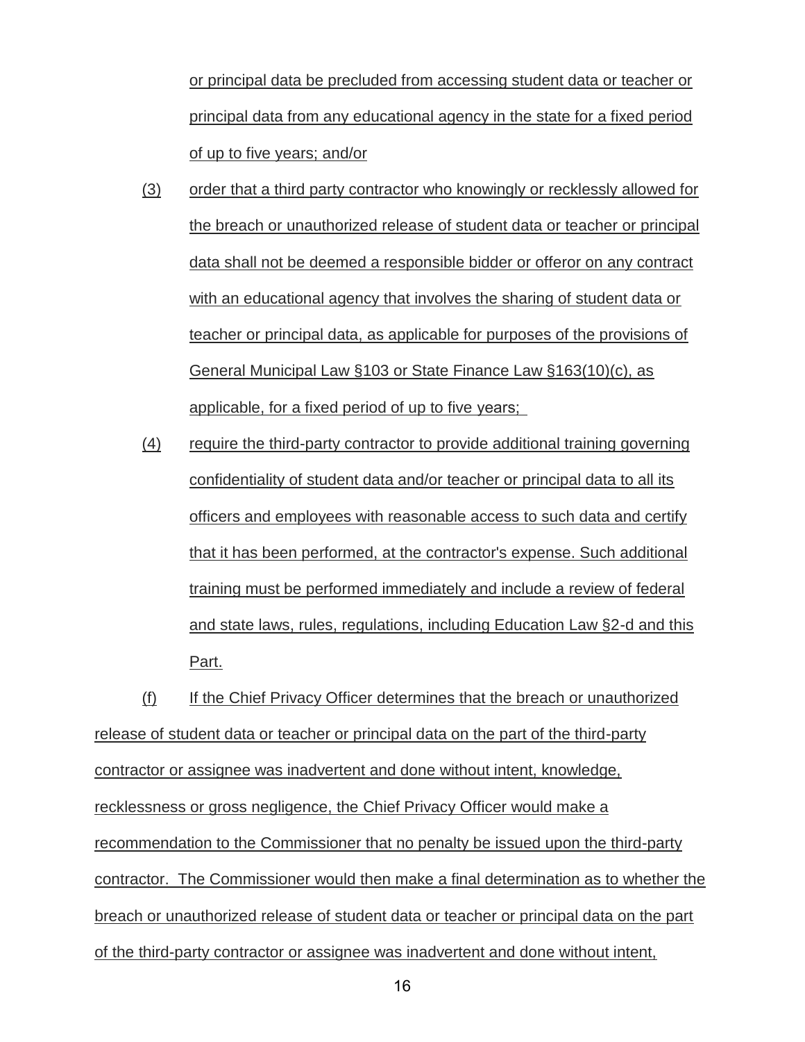or principal data be precluded from accessing student data or teacher or principal data from any educational agency in the state for a fixed period of up to five years; and/or

(3) order that a third party contractor who knowingly or recklessly allowed for the breach or unauthorized release of student data or teacher or principal data shall not be deemed a responsible bidder or offeror on any contract with an educational agency that involves the sharing of student data or teacher or principal data, as applicable for purposes of the provisions of General Municipal Law §103 or State Finance Law §163(10)(c), as applicable, for a fixed period of up to five years;

(4) require the third-party contractor to provide additional training governing confidentiality of student data and/or teacher or principal data to all its officers and employees with reasonable access to such data and certify that it has been performed, at the contractor's expense. Such additional training must be performed immediately and include a review of federal and state laws, rules, regulations, including Education Law §2-d and this Part.

(f) If the Chief Privacy Officer determines that the breach or unauthorized release of student data or teacher or principal data on the part of the third-party contractor or assignee was inadvertent and done without intent, knowledge, recklessness or gross negligence, the Chief Privacy Officer would make a recommendation to the Commissioner that no penalty be issued upon the third-party contractor. The Commissioner would then make a final determination as to whether the breach or unauthorized release of student data or teacher or principal data on the part of the third-party contractor or assignee was inadvertent and done without intent,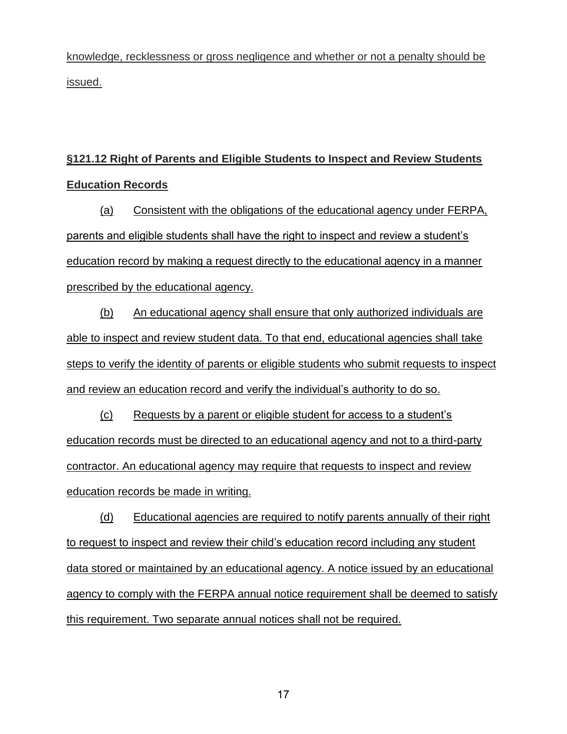knowledge, recklessness or gross negligence and whether or not a penalty should be issued.

## §121.12 Right of Parents and Eligible Students to Inspect and Review Students Education Records

(a) Consistent with the obligations of the educational agency under FERPA, parents and eligible students shall have the right to inspect and review a student's education record by making a request directly to the educational agency in a manner prescribed by the educational agency.

(b) An educational agency shall ensure that only authorized individuals are able to inspect and review student data. To that end, educational agencies shall take steps to verify the identity of parents or eligible students who submit requests to inspect and review an education record and verify the individual's authority to do so.

(c) Requests by a parent or eligible student for access to a student's education records must be directed to an educational agency and not to a third-party contractor. An educational agency may require that requests to inspect and review education records be made in writing.

(d) Educational agencies are required to notify parents annually of their right to request to inspect and review their child's education record including any student data stored or maintained by an educational agency. A notice issued by an educational agency to comply with the FERPA annual notice requirement shall be deemed to satisfy this requirement. Two separate annual notices shall not be required.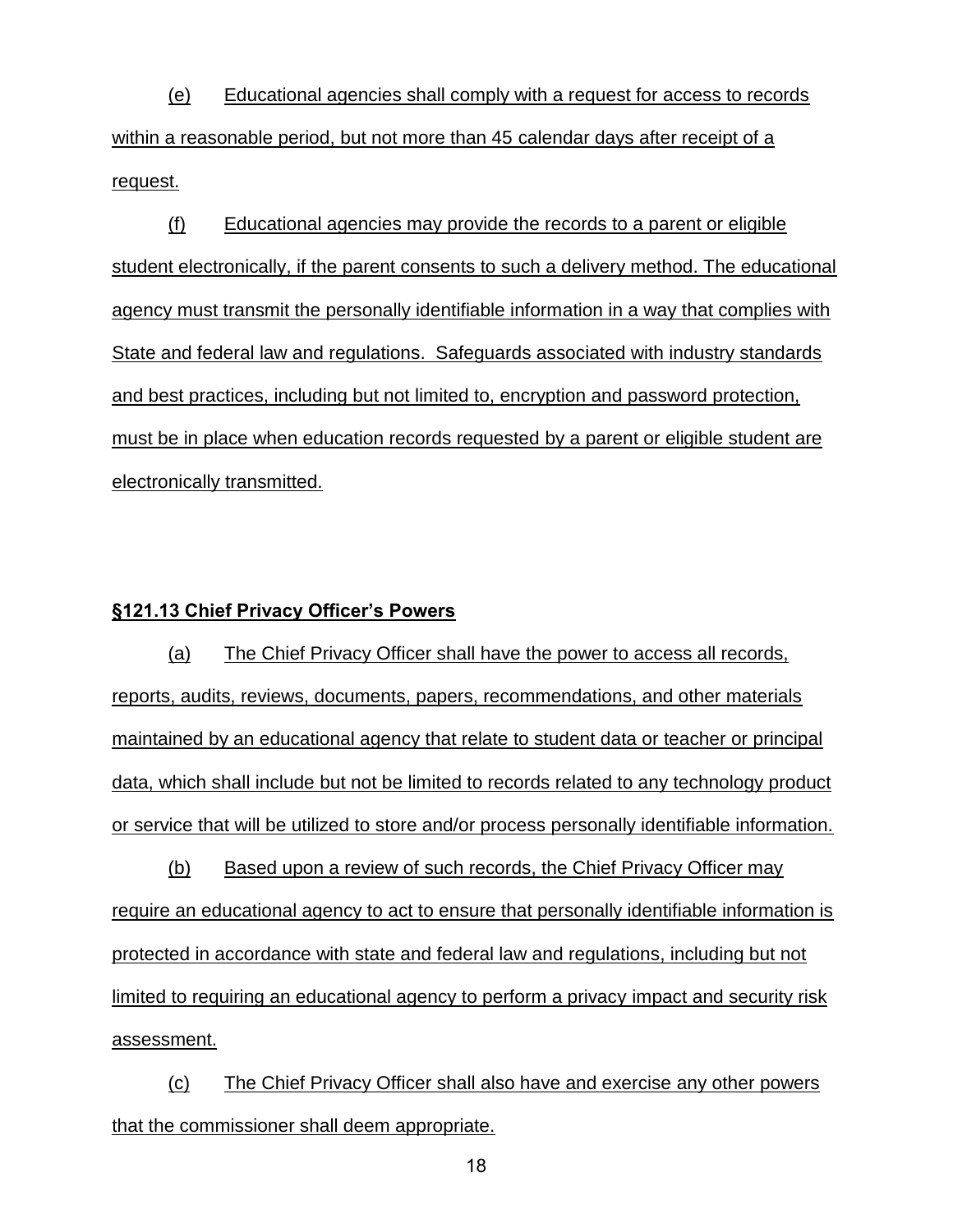(e) Educational agencies shall comply with a request for access to records within a reasonable period, but not more than 45 calendar days after receipt of a request.

(f) Educational agencies may provide the records to a parent or eligible student electronically, if the parent consents to such a delivery method. The educational agency must transmit the personally identifiable information in a way that complies with State and federal law and regulations. Safeguards associated with industry standards and best practices, including but not limited to, encryption and password protection, must be in place when education records requested by a parent or eligible student are electronically transmitted.

**§121.13 Chief Privacy Officer's Powers**

(a) The Chief Privacy Officer shall have the power to access all records, reports, audits, reviews, documents, papers, recommendations, and other materials maintained by an educational agency that relate to student data or teacher or principal data, which shall include but not be limited to records related to any technology product or service that will be utilized to store and/or process personally identifiable information.

(b) Based upon a review of such records, the Chief Privacy Officer may require an educational agency to act to ensure that personally identifiable information is protected in accordance with state and federal law and regulations, including but not limited to requiring an educational agency to perform a privacy impact and security risk assessment.

(c) The Chief Privacy Officer shall also have and exercise any other powers that the commissioner shall deem appropriate.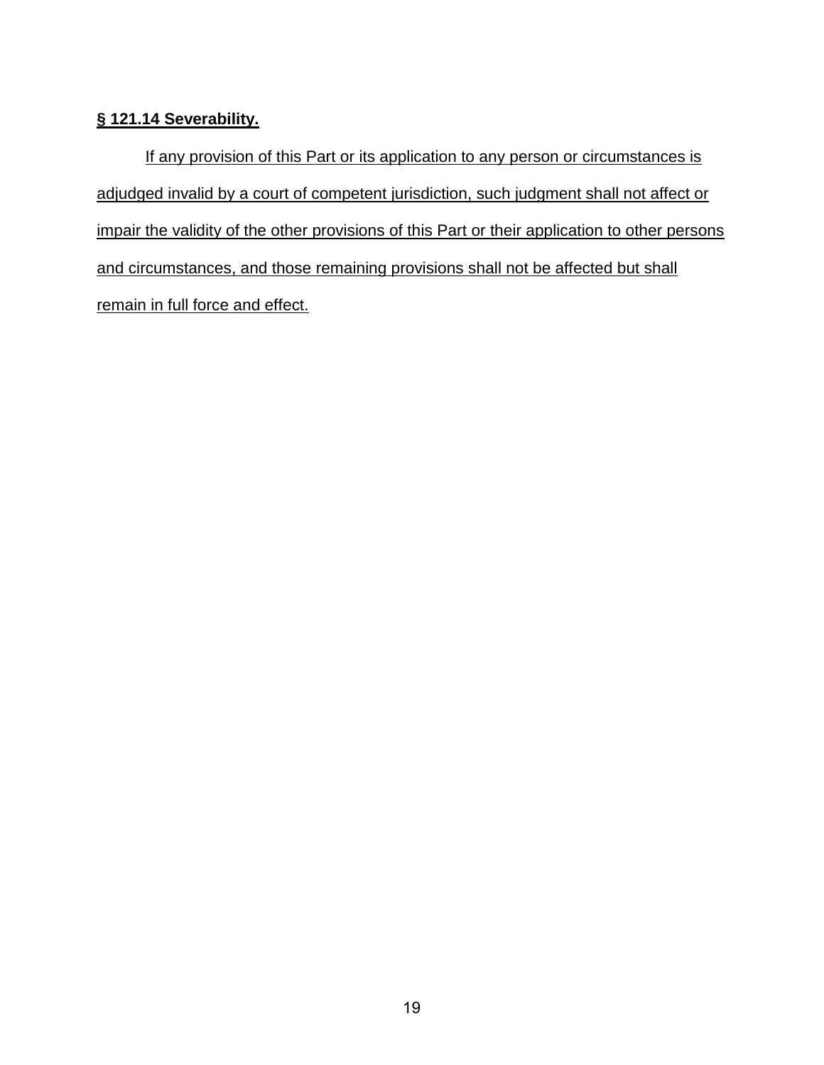**§ 121.14 Severability.**

If any provision of this Part or its application to any person or circumstances is adjudged invalid by a court of competent jurisdiction, such judgment shall not affect or impair the validity of the other provisions of this Part or their application to other persons and circumstances, and those remaining provisions shall not be affected but shall remain in full force and effect.